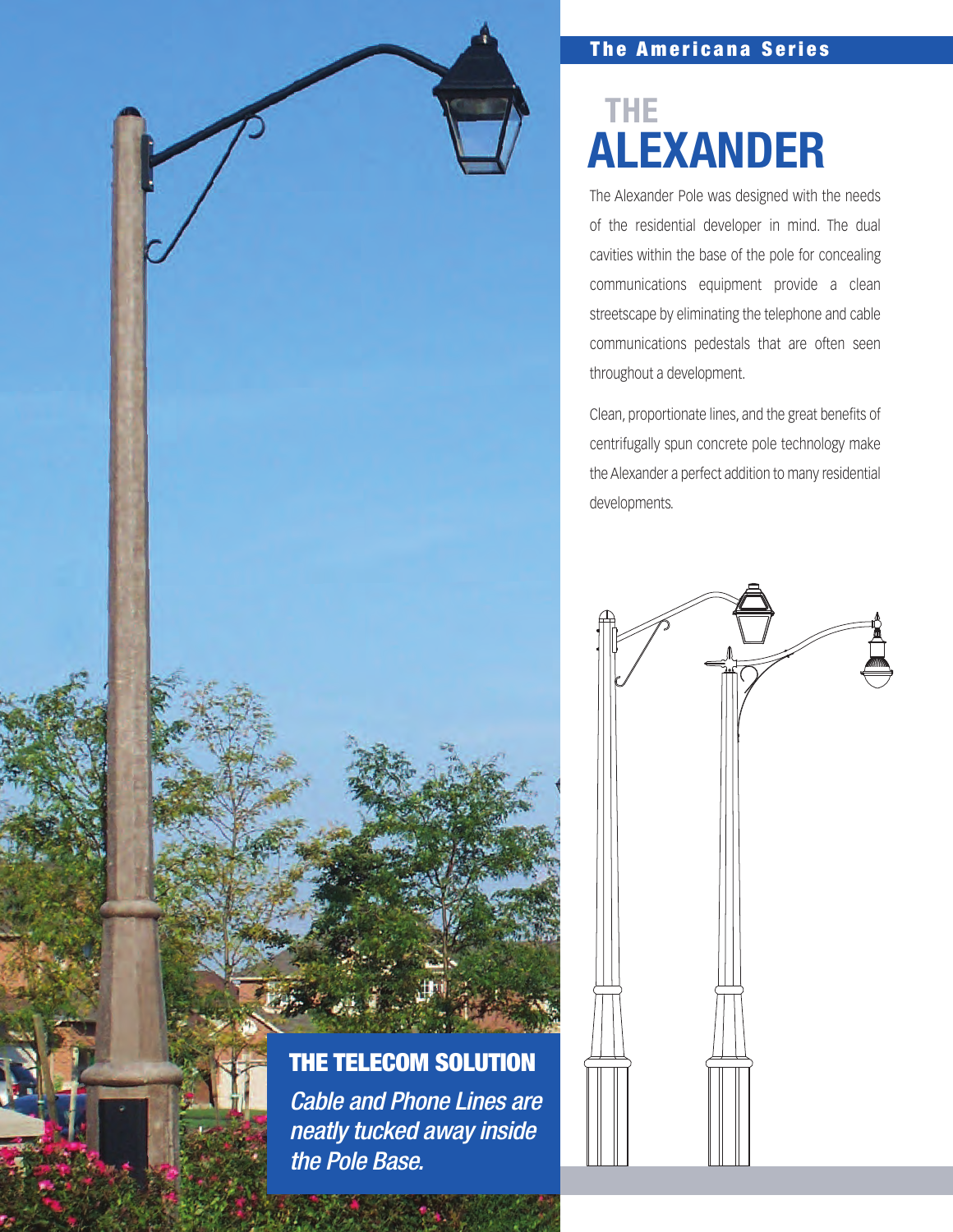The Americana Series

# THE ALEXANDER

The Alexander Pole was designed with the needs of the residential developer in mind. The dual cavities within the base of the pole for concealing communications equipment provide a clean streetscape by eliminating the telephone and cable communications pedestals that are often seen throughout a development.

Clean, proportionate lines, and the great benefits of centrifugally spun concrete pole technology make the Alexander a perfect addition to many residential developments.

## THE TELECOM SOLUTION

*Cable and Phone Lines are neatly tucked away inside the Pole Base.*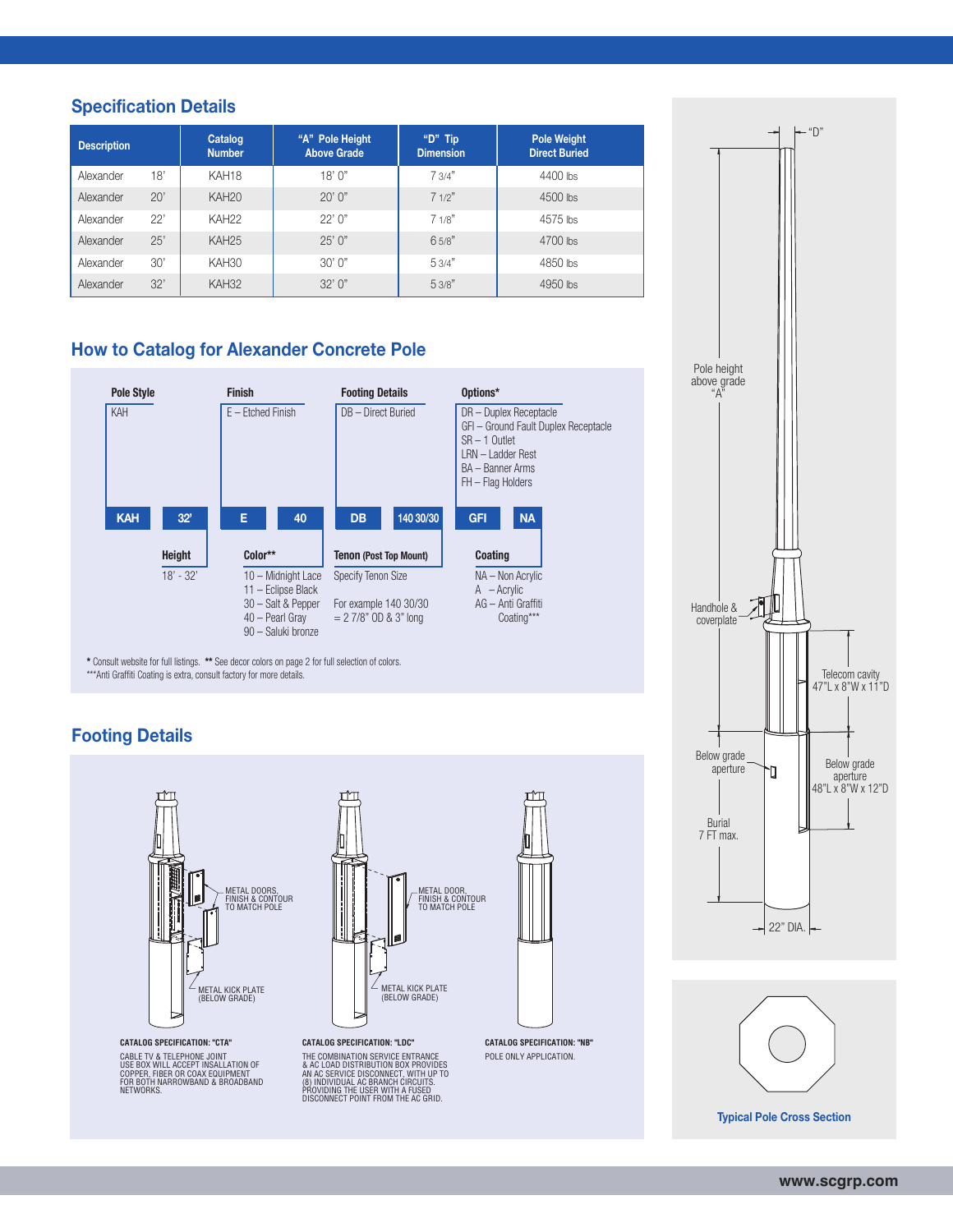## Specification Details

| Description | | Catalog Number | "A" Pole Height Above Grade | "D" Tip Dimension | Pole Weight Direct Buried |
|---|---|---|---|---|---|
| Alexander | 18' | KAH18 | 18' 0" | 7 3/4" | 4400 lbs |
| Alexander | 20' | KAH20 | 20' 0" | 7 1/2" | 4500 lbs |
| Alexander | 22' | KAH22 | 22' 0" | 7 1/8" | 4575 lbs |
| Alexander | 25' | KAH25 | 25' 0" | 6 5/8" | 4700 lbs |
| Alexander | 30' | KAH30 | 30' 0" | 5 3/4" | 4850 lbs |
| Alexander | 32' | KAH32 | 32' 0" | 5 3/8" | 4950 lbs |

## How to Catalog for Alexander Concrete Pole

**Pole Style**
KAH

**Finish**
E – Etched Finish

**Footing Details**
DB – Direct Buried

**Options***
- DR – Duplex Receptacle
- GFI – Ground Fault Duplex Receptacle
- SR – 1 Outlet
- LRN – Ladder Rest
- BA – Banner Arms
- FH – Flag Holders

KAH | 32' | E | 40 | DB | 140 30/30 | GFI | NA

**Height**
18' - 32'

**Color****
- 10 – Midnight Lace
- 11 – Eclipse Black
- 30 – Salt & Pepper
- 40 – Pearl Gray
- 90 – Saluki bronze

**Tenon (Post Top Mount)**
Specify Tenon Size

For example 140 30/30 = 2 7/8" OD & 3" long

**Coating**
- NA – Non Acrylic
- A – Acrylic
- AG – Anti Graffiti Coating***

* Consult website for full listings. ** See decor colors on page 2 for full selection of colors.
***Anti Graffiti Coating is extra, consult factory for more details.

## Footing Details

METAL DOORS, FINISH & CONTOUR TO MATCH POLE

METAL KICK PLATE (BELOW GRADE)

**CATALOG SPECIFICATION: "CTA"**
CABLE TV & TELEPHONE JOINT USE BOX WILL ACCEPT INSALLATION OF COPPER, FIBER OR COAX EQUIPMENT FOR BOTH NARROWBAND & BROADBAND NETWORKS.

METAL DOOR, FINISH & CONTOUR TO MATCH POLE

METAL KICK PLATE (BELOW GRADE)

**CATALOG SPECIFICATION: "LDC"**
THE COMBINATION SERVICE ENTRANCE & AC LOAD DISTRIBUTION BOX PROVIDES AN AC SERVICE DISCONNECT, WITH UP TO (8) INDIVIDUAL AC BRANCH CIRCUITS. PROVIDING THE USER WITH A FUSED DISCONNECT POINT FROM THE AC GRID.

**CATALOG SPECIFICATION: "NB"**
POLE ONLY APPLICATION.

"D"

Pole height above grade "A"

Handhole & coverplate

Telecom cavity 47"L x 8"W x 11"D

Below grade aperture

Below grade aperture 48"L x 8"W x 12"D

Burial 7 FT max.

22" DIA.

Typical Pole Cross Section

www.scgrp.com